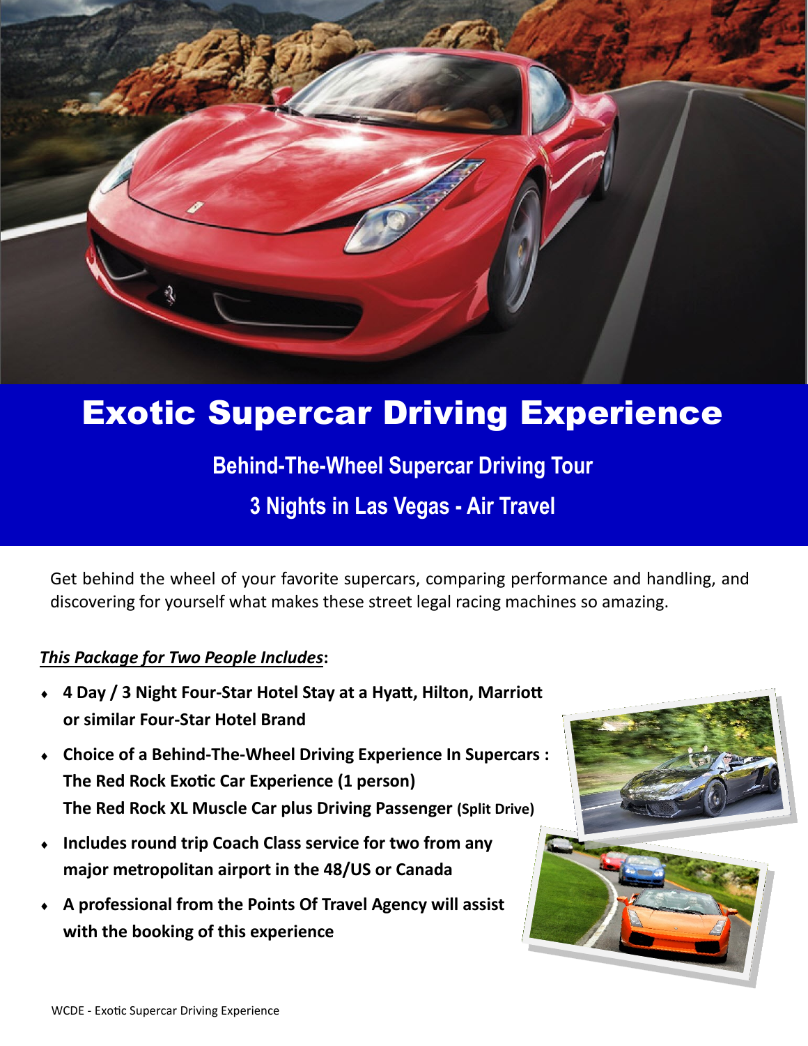# Exotic Supercar Driving Experience

## Behind-The-Wheel Supercar Driving Tour

## 3 Nights in Las Vegas - Air Travel

Get behind the wheel of your favorite supercars, comparing performance and handling, and discovering for yourself what makes these street legal racing machines so amazing.

***<u>This Package for Two People Includes</u>*:**

- **4 Day / 3 Night Four-Star Hotel Stay at a Hyatt, Hilton, Marriott or similar Four-Star Hotel Brand**
- **Choice of a Behind-The-Wheel Driving Experience In Supercars :**
  **The Red Rock Exotic Car Experience (1 person)**
  **The Red Rock XL Muscle Car plus Driving Passenger (Split Drive)**
- **Includes round trip Coach Class service for two from any major metropolitan airport in the 48/US or Canada**
- **A professional from the Points Of Travel Agency will assist with the booking of this experience**

WCDE - Exotic Supercar Driving Experience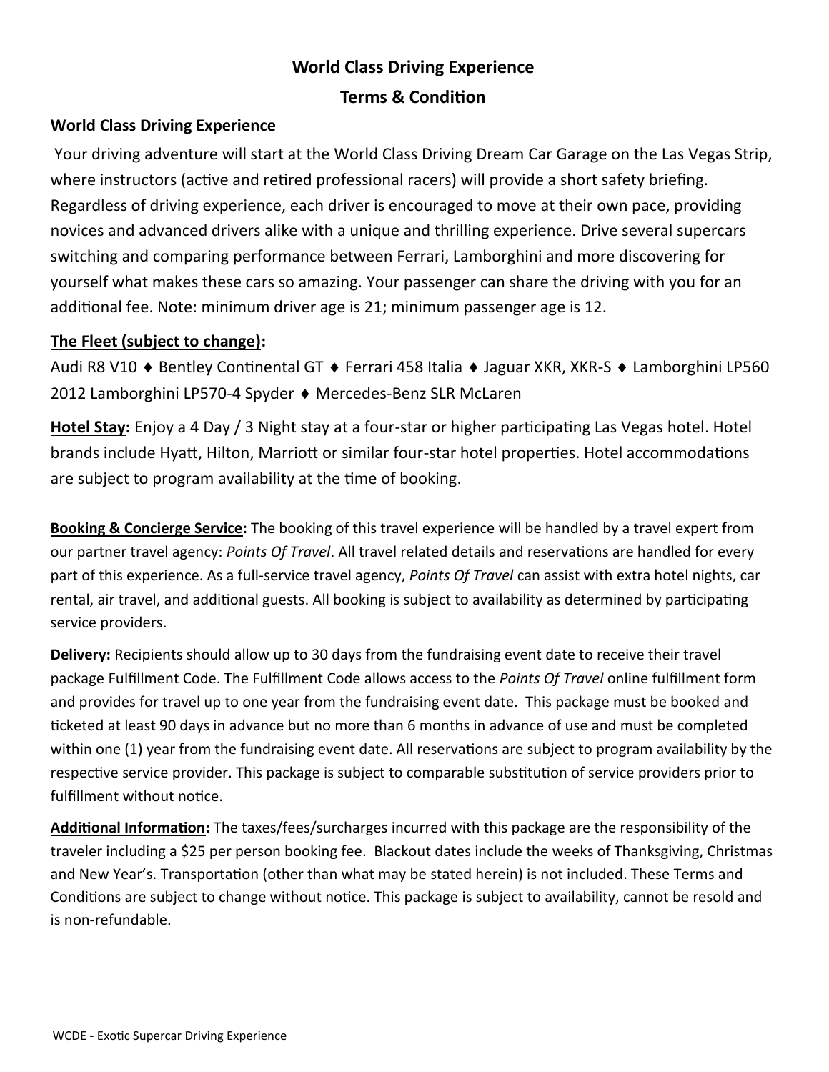# World Class Driving Experience

## Terms & Condition

**World Class Driving Experience**

Your driving adventure will start at the World Class Driving Dream Car Garage on the Las Vegas Strip, where instructors (active and retired professional racers) will provide a short safety briefing. Regardless of driving experience, each driver is encouraged to move at their own pace, providing novices and advanced drivers alike with a unique and thrilling experience. Drive several supercars switching and comparing performance between Ferrari, Lamborghini and more discovering for yourself what makes these cars so amazing. Your passenger can share the driving with you for an additional fee. Note: minimum driver age is 21; minimum passenger age is 12.

**The Fleet (subject to change):**

Audi R8 V10 ♦ Bentley Continental GT ♦ Ferrari 458 Italia ♦ Jaguar XKR, XKR-S ♦ Lamborghini LP560 2012 Lamborghini LP570-4 Spyder ♦ Mercedes-Benz SLR McLaren

**Hotel Stay:** Enjoy a 4 Day / 3 Night stay at a four-star or higher participating Las Vegas hotel. Hotel brands include Hyatt, Hilton, Marriott or similar four-star hotel properties. Hotel accommodations are subject to program availability at the time of booking.

**Booking & Concierge Service:** The booking of this travel experience will be handled by a travel expert from our partner travel agency: *Points Of Travel*. All travel related details and reservations are handled for every part of this experience. As a full-service travel agency, *Points Of Travel* can assist with extra hotel nights, car rental, air travel, and additional guests. All booking is subject to availability as determined by participating service providers.

**Delivery:** Recipients should allow up to 30 days from the fundraising event date to receive their travel package Fulfillment Code. The Fulfillment Code allows access to the *Points Of Travel* online fulfillment form and provides for travel up to one year from the fundraising event date. This package must be booked and ticketed at least 90 days in advance but no more than 6 months in advance of use and must be completed within one (1) year from the fundraising event date. All reservations are subject to program availability by the respective service provider. This package is subject to comparable substitution of service providers prior to fulfillment without notice.

**Additional Information:** The taxes/fees/surcharges incurred with this package are the responsibility of the traveler including a $25 per person booking fee. Blackout dates include the weeks of Thanksgiving, Christmas and New Year's. Transportation (other than what may be stated herein) is not included. These Terms and Conditions are subject to change without notice. This package is subject to availability, cannot be resold and is non-refundable.